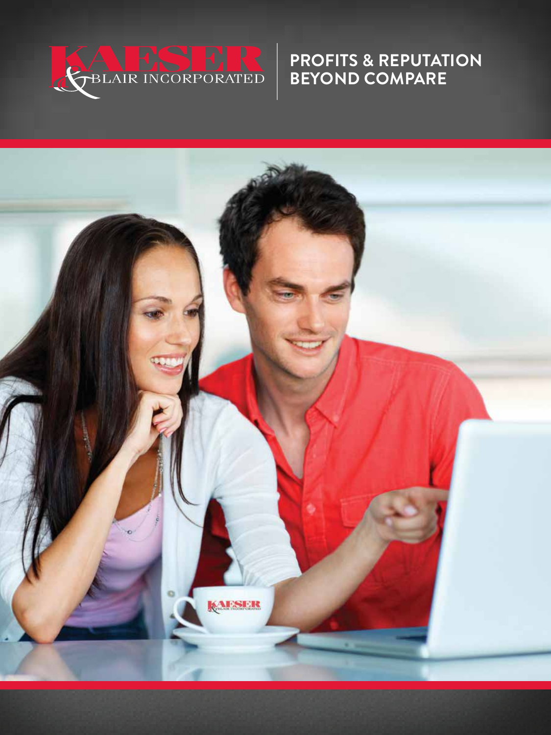KAESER & BLAIR INCORPORATED

# PROFITS & REPUTATION BEYOND COMPARE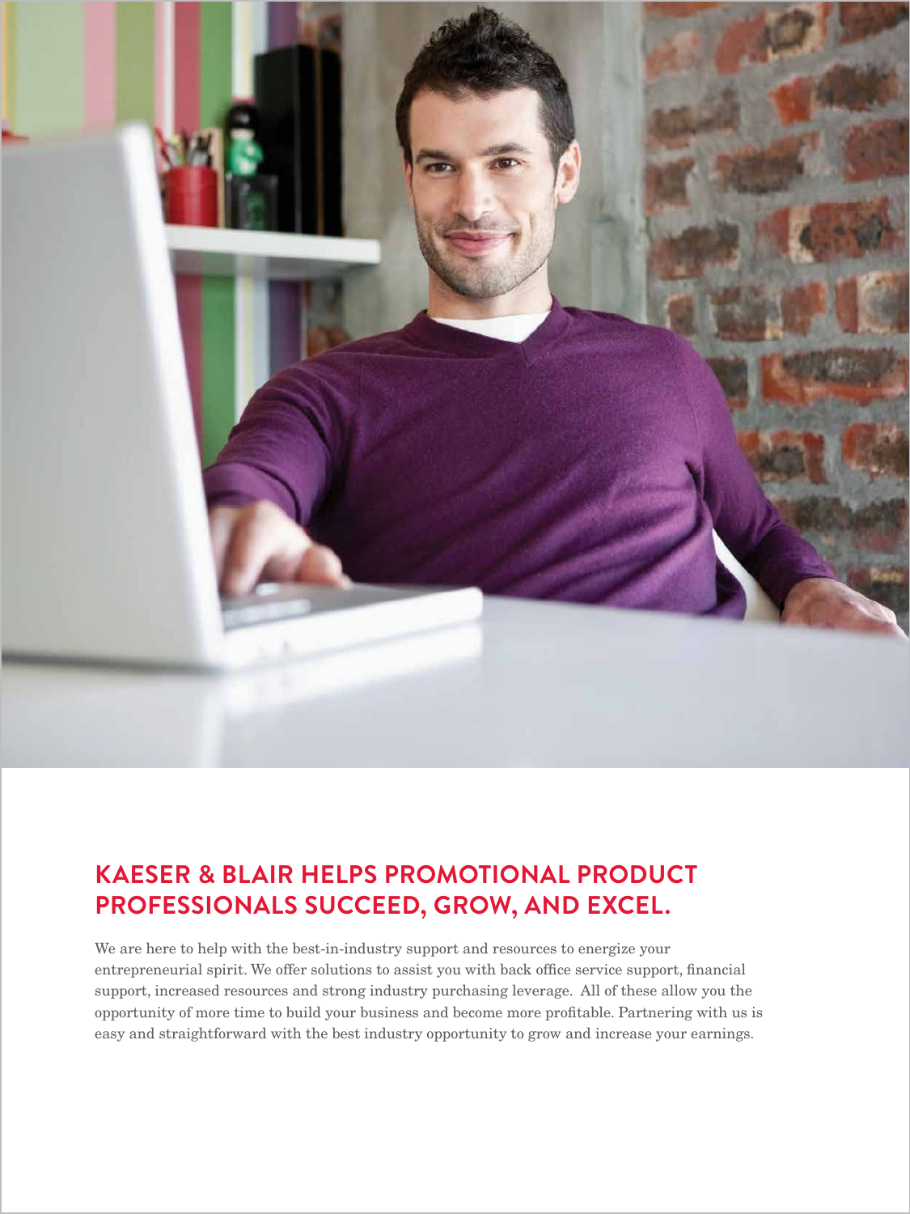## KAESER & BLAIR HELPS PROMOTIONAL PRODUCT PROFESSIONALS SUCCEED, GROW, AND EXCEL.

We are here to help with the best-in-industry support and resources to energize your entrepreneurial spirit. We offer solutions to assist you with back office service support, financial support, increased resources and strong industry purchasing leverage. All of these allow you the opportunity of more time to build your business and become more profitable. Partnering with us is easy and straightforward with the best industry opportunity to grow and increase your earnings.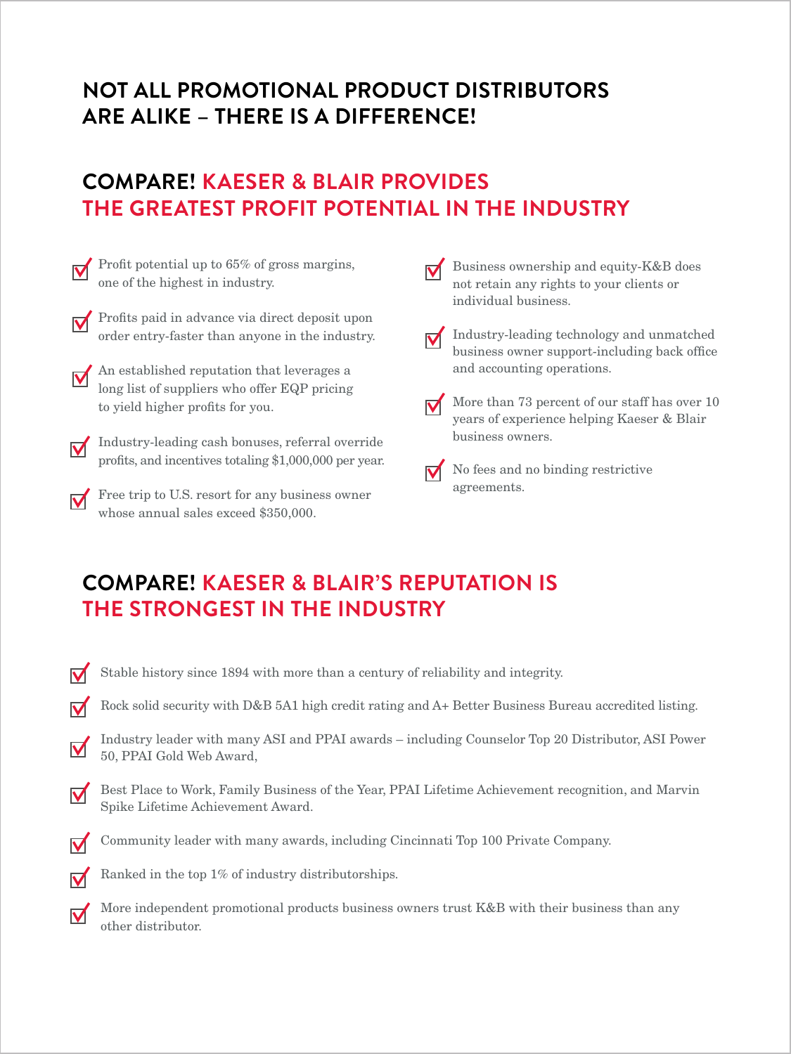## NOT ALL PROMOTIONAL PRODUCT DISTRIBUTORS ARE ALIKE – THERE IS A DIFFERENCE!

## COMPARE! KAESER & BLAIR PROVIDES THE GREATEST PROFIT POTENTIAL IN THE INDUSTRY

- Profit potential up to 65% of gross margins, one of the highest in industry.
- Profits paid in advance via direct deposit upon order entry-faster than anyone in the industry.
- An established reputation that leverages a long list of suppliers who offer EQP pricing to yield higher profits for you.
- Industry-leading cash bonuses, referral override profits, and incentives totaling $1,000,000 per year.
- Free trip to U.S. resort for any business owner whose annual sales exceed $350,000.
- Business ownership and equity-K&B does not retain any rights to your clients or individual business.
- Industry-leading technology and unmatched business owner support-including back office and accounting operations.
- More than 73 percent of our staff has over 10 years of experience helping Kaeser & Blair business owners.
- No fees and no binding restrictive agreements.

## COMPARE! KAESER & BLAIR'S REPUTATION IS THE STRONGEST IN THE INDUSTRY

- Stable history since 1894 with more than a century of reliability and integrity.
- Rock solid security with D&B 5A1 high credit rating and A+ Better Business Bureau accredited listing.
- Industry leader with many ASI and PPAI awards – including Counselor Top 20 Distributor, ASI Power 50, PPAI Gold Web Award,
- Best Place to Work, Family Business of the Year, PPAI Lifetime Achievement recognition, and Marvin Spike Lifetime Achievement Award.
- Community leader with many awards, including Cincinnati Top 100 Private Company.
- Ranked in the top 1% of industry distributorships.
- More independent promotional products business owners trust K&B with their business than any other distributor.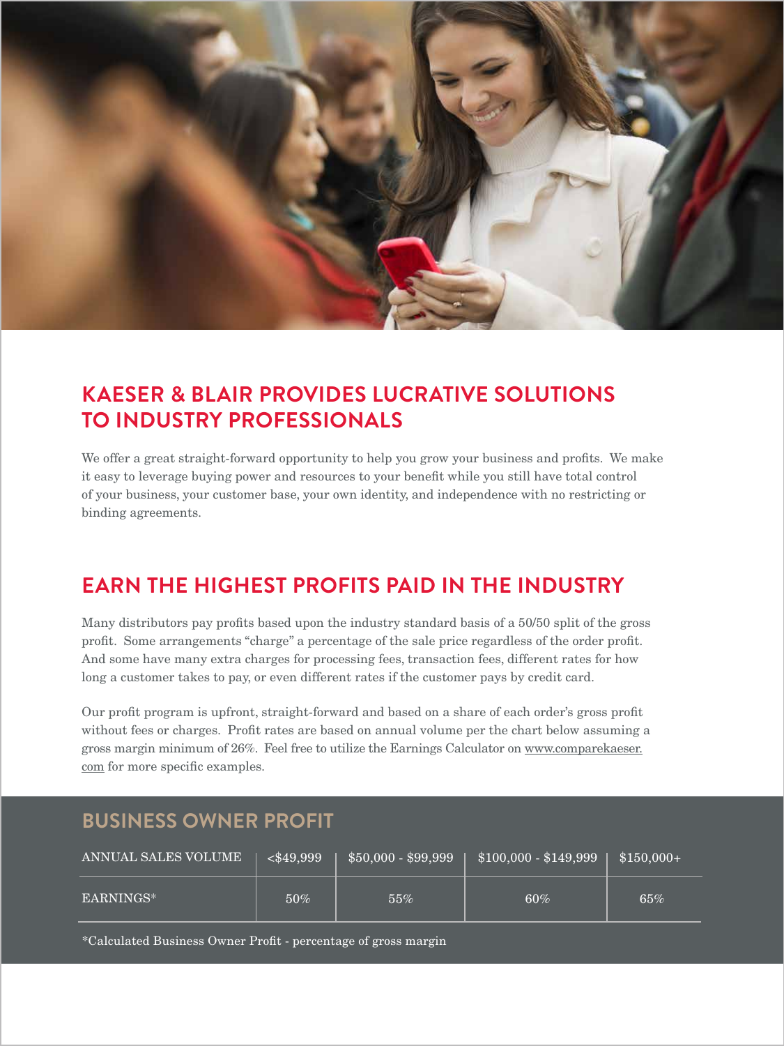## KAESER & BLAIR PROVIDES LUCRATIVE SOLUTIONS TO INDUSTRY PROFESSIONALS

We offer a great straight-forward opportunity to help you grow your business and profits. We make it easy to leverage buying power and resources to your benefit while you still have total control of your business, your customer base, your own identity, and independence with no restricting or binding agreements.

## EARN THE HIGHEST PROFITS PAID IN THE INDUSTRY

Many distributors pay profits based upon the industry standard basis of a 50/50 split of the gross profit. Some arrangements "charge" a percentage of the sale price regardless of the order profit. And some have many extra charges for processing fees, transaction fees, different rates for how long a customer takes to pay, or even different rates if the customer pays by credit card.

Our profit program is upfront, straight-forward and based on a share of each order's gross profit without fees or charges. Profit rates are based on annual volume per the chart below assuming a gross margin minimum of 26%. Feel free to utilize the Earnings Calculator on www.comparekaeser.com for more specific examples.

### BUSINESS OWNER PROFIT

| ANNUAL SALES VOLUME | <$49,999 | $50,000 - $99,999 | $100,000 - $149,999 | $150,000+ |
|---|---|---|---|---|
| EARNINGS* | 50% | 55% | 60% | 65% |

*Calculated Business Owner Profit - percentage of gross margin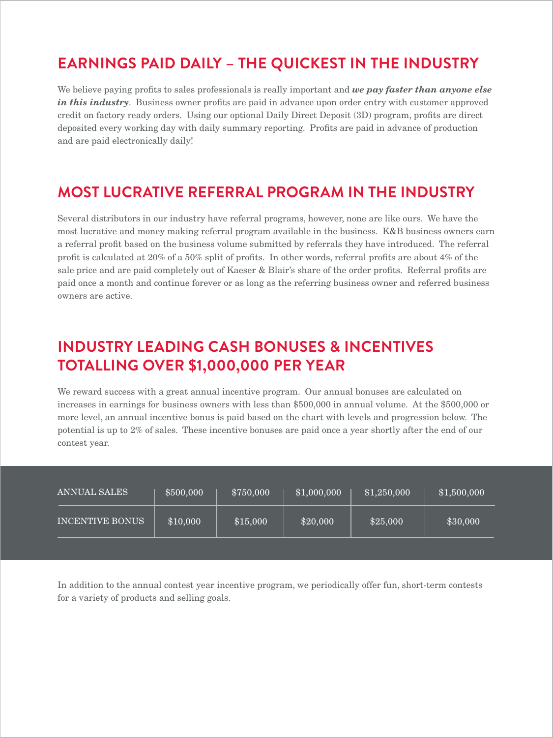## EARNINGS PAID DAILY – THE QUICKEST IN THE INDUSTRY

We believe paying profits to sales professionals is really important and ***we pay faster than anyone else in this industry***. Business owner profits are paid in advance upon order entry with customer approved credit on factory ready orders. Using our optional Daily Direct Deposit (3D) program, profits are direct deposited every working day with daily summary reporting. Profits are paid in advance of production and are paid electronically daily!

## MOST LUCRATIVE REFERRAL PROGRAM IN THE INDUSTRY

Several distributors in our industry have referral programs, however, none are like ours. We have the most lucrative and money making referral program available in the business. K&B business owners earn a referral profit based on the business volume submitted by referrals they have introduced. The referral profit is calculated at 20% of a 50% split of profits. In other words, referral profits are about 4% of the sale price and are paid completely out of Kaeser & Blair's share of the order profits. Referral profits are paid once a month and continue forever or as long as the referring business owner and referred business owners are active.

## INDUSTRY LEADING CASH BONUSES & INCENTIVES TOTALLING OVER $1,000,000 PER YEAR

We reward success with a great annual incentive program. Our annual bonuses are calculated on increases in earnings for business owners with less than $500,000 in annual volume. At the $500,000 or more level, an annual incentive bonus is paid based on the chart with levels and progression below. The potential is up to 2% of sales. These incentive bonuses are paid once a year shortly after the end of our contest year.

| ANNUAL SALES | $500,000 | $750,000 | $1,000,000 | $1,250,000 | $1,500,000 |
|---|---|---|---|---|---|
| INCENTIVE BONUS | $10,000 | $15,000 | $20,000 | $25,000 | $30,000 |

In addition to the annual contest year incentive program, we periodically offer fun, short-term contests for a variety of products and selling goals.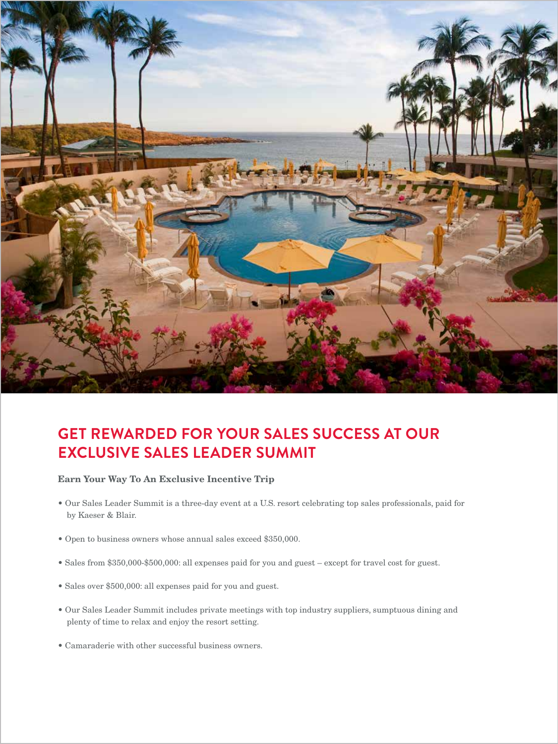## GET REWARDED FOR YOUR SALES SUCCESS AT OUR EXCLUSIVE SALES LEADER SUMMIT

**Earn Your Way To An Exclusive Incentive Trip**

- Our Sales Leader Summit is a three-day event at a U.S. resort celebrating top sales professionals, paid for by Kaeser & Blair.
- Open to business owners whose annual sales exceed $350,000.
- Sales from $350,000-$500,000: all expenses paid for you and guest – except for travel cost for guest.
- Sales over $500,000: all expenses paid for you and guest.
- Our Sales Leader Summit includes private meetings with top industry suppliers, sumptuous dining and plenty of time to relax and enjoy the resort setting.
- Camaraderie with other successful business owners.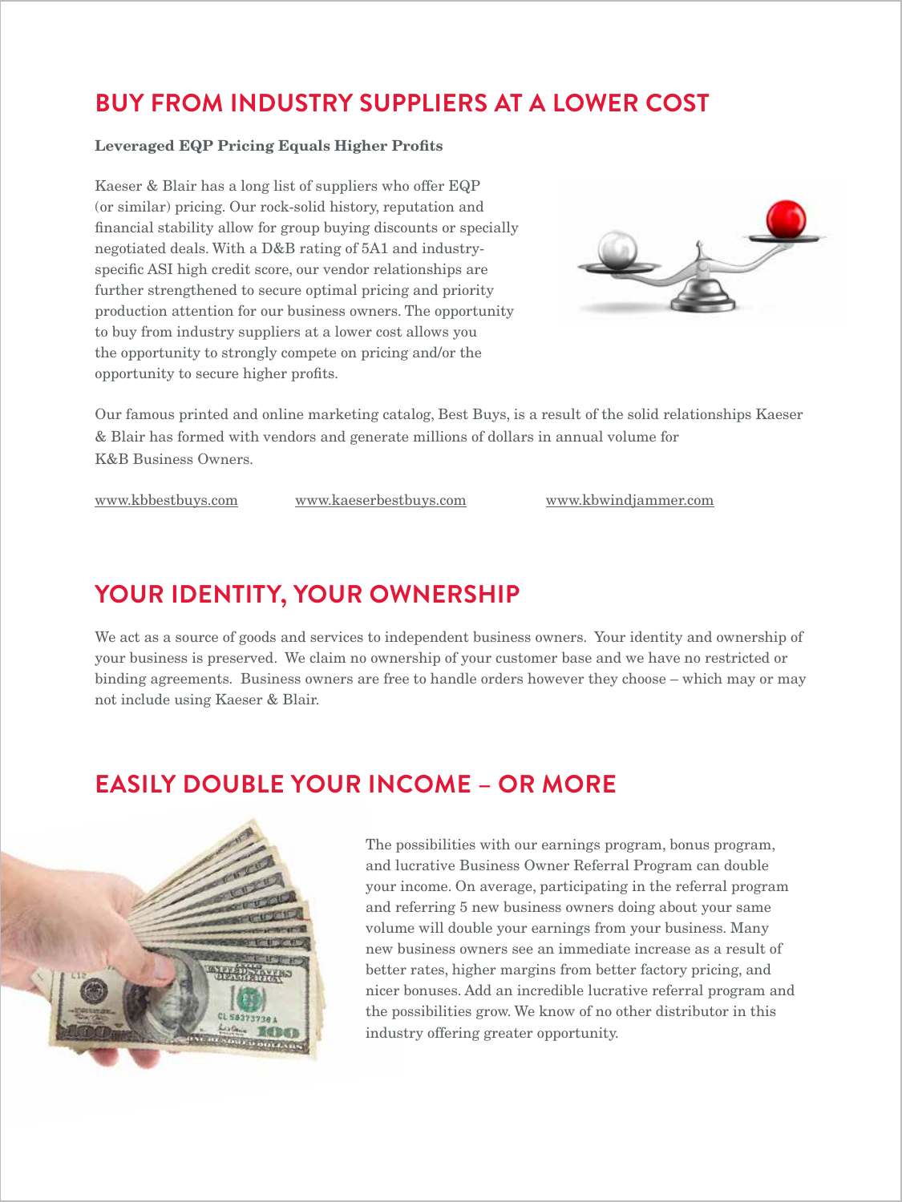## BUY FROM INDUSTRY SUPPLIERS AT A LOWER COST

**Leveraged EQP Pricing Equals Higher Profits**

Kaeser & Blair has a long list of suppliers who offer EQP (or similar) pricing. Our rock-solid history, reputation and financial stability allow for group buying discounts or specially negotiated deals. With a D&B rating of 5A1 and industry-specific ASI high credit score, our vendor relationships are further strengthened to secure optimal pricing and priority production attention for our business owners. The opportunity to buy from industry suppliers at a lower cost allows you the opportunity to strongly compete on pricing and/or the opportunity to secure higher profits.

Our famous printed and online marketing catalog, Best Buys, is a result of the solid relationships Kaeser & Blair has formed with vendors and generate millions of dollars in annual volume for K&B Business Owners.

www.kbbestbuys.com    www.kaeserbestbuys.com    www.kbwindjammer.com

## YOUR IDENTITY, YOUR OWNERSHIP

We act as a source of goods and services to independent business owners. Your identity and ownership of your business is preserved. We claim no ownership of your customer base and we have no restricted or binding agreements. Business owners are free to handle orders however they choose – which may or may not include using Kaeser & Blair.

## EASILY DOUBLE YOUR INCOME – OR MORE

The possibilities with our earnings program, bonus program, and lucrative Business Owner Referral Program can double your income. On average, participating in the referral program and referring 5 new business owners doing about your same volume will double your earnings from your business. Many new business owners see an immediate increase as a result of better rates, higher margins from better factory pricing, and nicer bonuses. Add an incredible lucrative referral program and the possibilities grow. We know of no other distributor in this industry offering greater opportunity.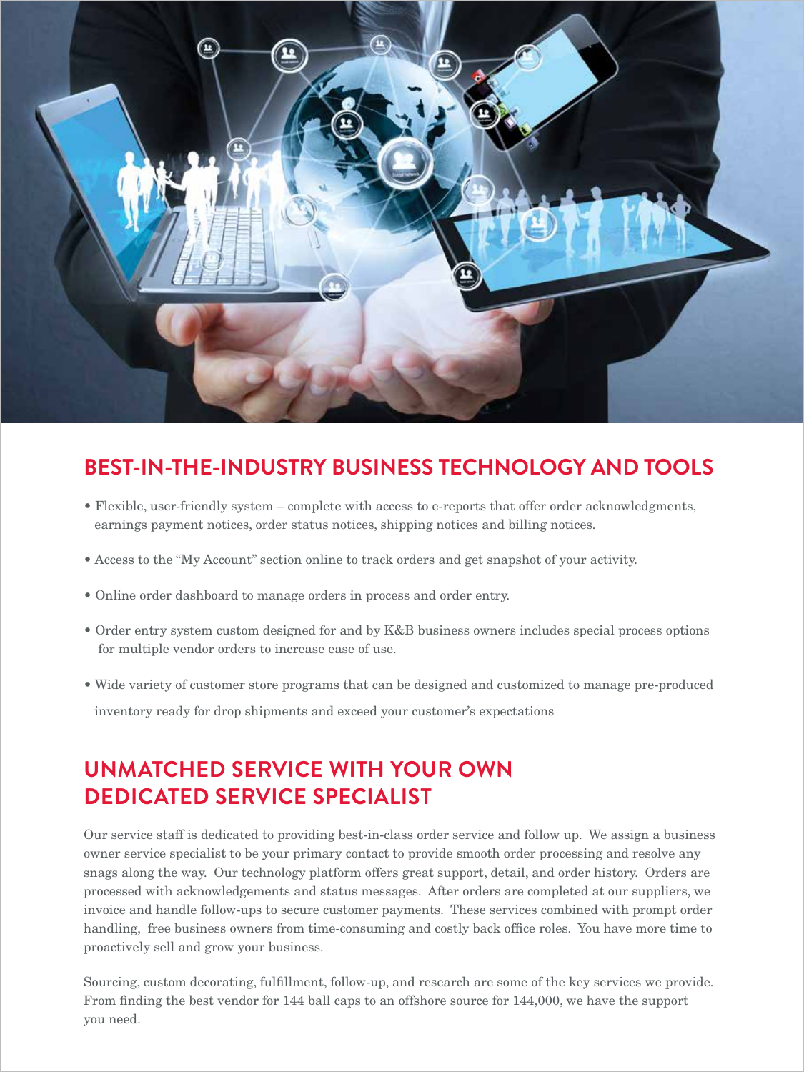## BEST-IN-THE-INDUSTRY BUSINESS TECHNOLOGY AND TOOLS

- Flexible, user-friendly system – complete with access to e-reports that offer order acknowledgments, earnings payment notices, order status notices, shipping notices and billing notices.
- Access to the "My Account" section online to track orders and get snapshot of your activity.
- Online order dashboard to manage orders in process and order entry.
- Order entry system custom designed for and by K&B business owners includes special process options for multiple vendor orders to increase ease of use.
- Wide variety of customer store programs that can be designed and customized to manage pre-produced inventory ready for drop shipments and exceed your customer's expectations

## UNMATCHED SERVICE WITH YOUR OWN DEDICATED SERVICE SPECIALIST

Our service staff is dedicated to providing best-in-class order service and follow up. We assign a business owner service specialist to be your primary contact to provide smooth order processing and resolve any snags along the way. Our technology platform offers great support, detail, and order history. Orders are processed with acknowledgements and status messages. After orders are completed at our suppliers, we invoice and handle follow-ups to secure customer payments. These services combined with prompt order handling, free business owners from time-consuming and costly back office roles. You have more time to proactively sell and grow your business.

Sourcing, custom decorating, fulfillment, follow-up, and research are some of the key services we provide. From finding the best vendor for 144 ball caps to an offshore source for 144,000, we have the support you need.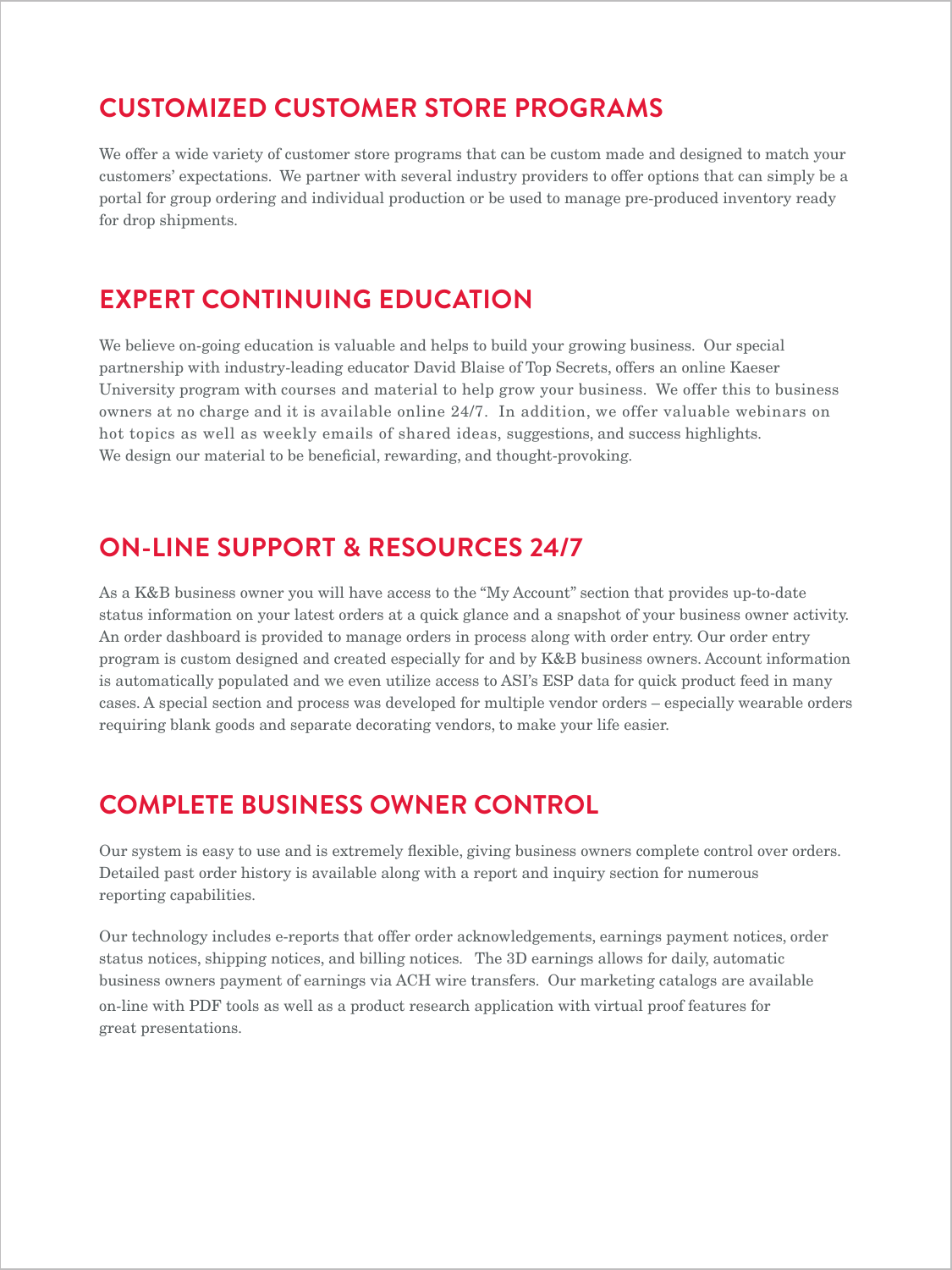## CUSTOMIZED CUSTOMER STORE PROGRAMS

We offer a wide variety of customer store programs that can be custom made and designed to match your customers' expectations. We partner with several industry providers to offer options that can simply be a portal for group ordering and individual production or be used to manage pre-produced inventory ready for drop shipments.

## EXPERT CONTINUING EDUCATION

We believe on-going education is valuable and helps to build your growing business. Our special partnership with industry-leading educator David Blaise of Top Secrets, offers an online Kaeser University program with courses and material to help grow your business. We offer this to business owners at no charge and it is available online 24/7. In addition, we offer valuable webinars on hot topics as well as weekly emails of shared ideas, suggestions, and success highlights. We design our material to be beneficial, rewarding, and thought-provoking.

## ON-LINE SUPPORT & RESOURCES 24/7

As a K&B business owner you will have access to the "My Account" section that provides up-to-date status information on your latest orders at a quick glance and a snapshot of your business owner activity. An order dashboard is provided to manage orders in process along with order entry. Our order entry program is custom designed and created especially for and by K&B business owners. Account information is automatically populated and we even utilize access to ASI's ESP data for quick product feed in many cases. A special section and process was developed for multiple vendor orders – especially wearable orders requiring blank goods and separate decorating vendors, to make your life easier.

## COMPLETE BUSINESS OWNER CONTROL

Our system is easy to use and is extremely flexible, giving business owners complete control over orders. Detailed past order history is available along with a report and inquiry section for numerous reporting capabilities.

Our technology includes e-reports that offer order acknowledgements, earnings payment notices, order status notices, shipping notices, and billing notices. The 3D earnings allows for daily, automatic business owners payment of earnings via ACH wire transfers. Our marketing catalogs are available on-line with PDF tools as well as a product research application with virtual proof features for great presentations.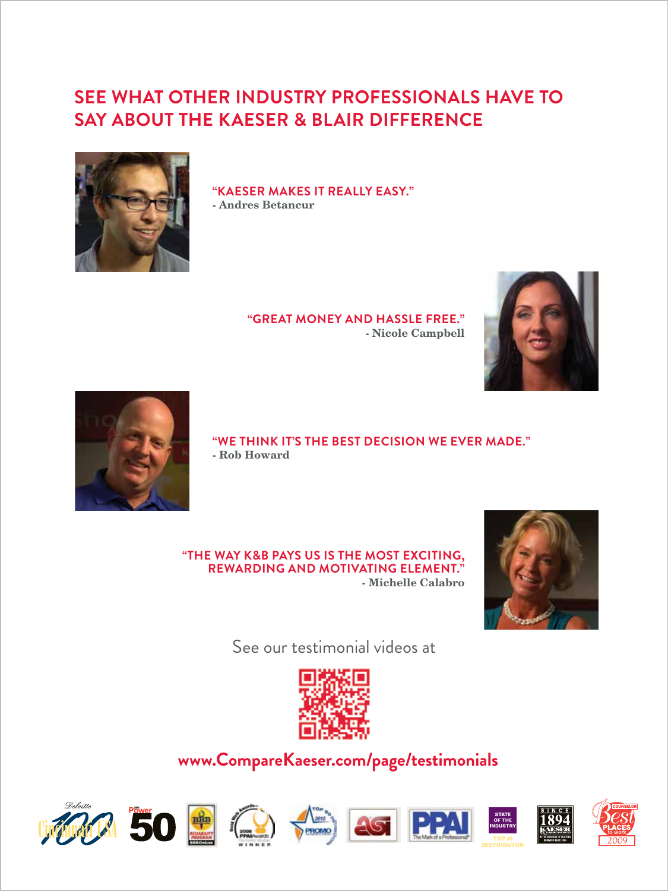# SEE WHAT OTHER INDUSTRY PROFESSIONALS HAVE TO SAY ABOUT THE KAESER & BLAIR DIFFERENCE

**"KAESER MAKES IT REALLY EASY."**
- Andres Betancur

**"GREAT MONEY AND HASSLE FREE."**
- Nicole Campbell

**"WE THINK IT'S THE BEST DECISION WE EVER MADE."**
- Rob Howard

**"THE WAY K&B PAYS US IS THE MOST EXCITING, REWARDING AND MOTIVATING ELEMENT."**
- Michelle Calabro

See our testimonial videos at

www.CompareKaeser.com/page/testimonials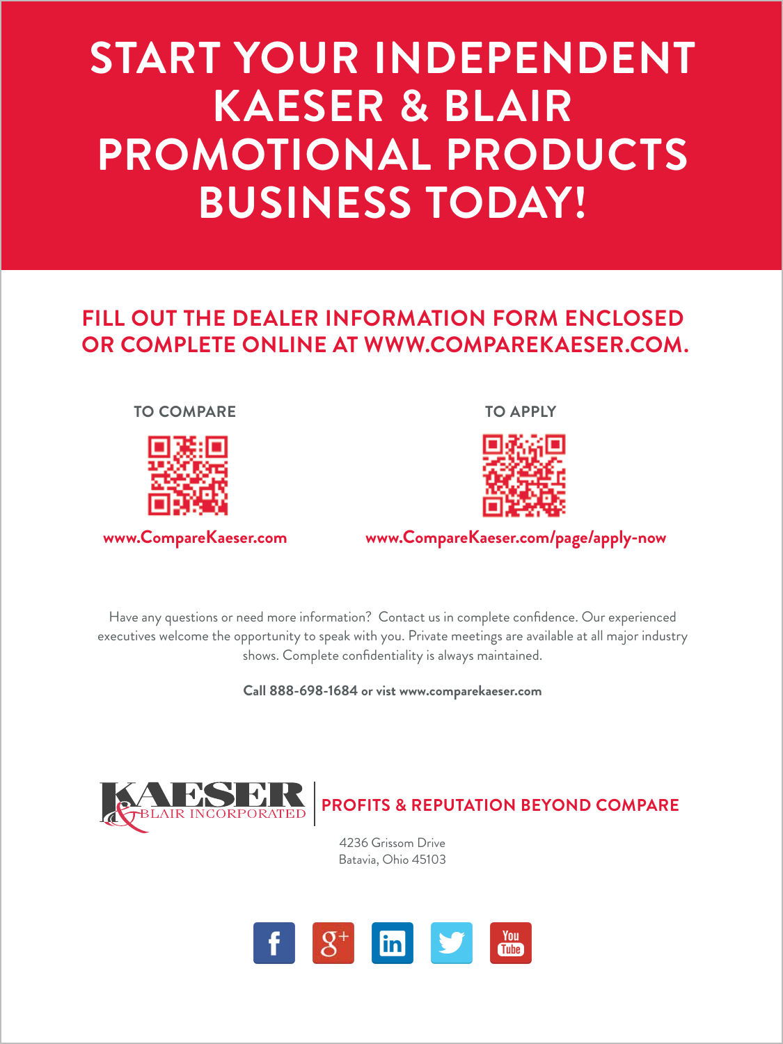# START YOUR INDEPENDENT KAESER & BLAIR PROMOTIONAL PRODUCTS BUSINESS TODAY!

## FILL OUT THE DEALER INFORMATION FORM ENCLOSED OR COMPLETE ONLINE AT WWW.COMPAREKAESER.COM.

**TO COMPARE**

www.CompareKaeser.com

**TO APPLY**

www.CompareKaeser.com/page/apply-now

Have any questions or need more information? Contact us in complete confidence. Our experienced executives welcome the opportunity to speak with you. Private meetings are available at all major industry shows. Complete confidentiality is always maintained.

**Call 888-698-1684** or vist **www.comparekaeser.com**

KAESER & BLAIR INCORPORATED | PROFITS & REPUTATION BEYOND COMPARE

4236 Grissom Drive
Batavia, Ohio 45103